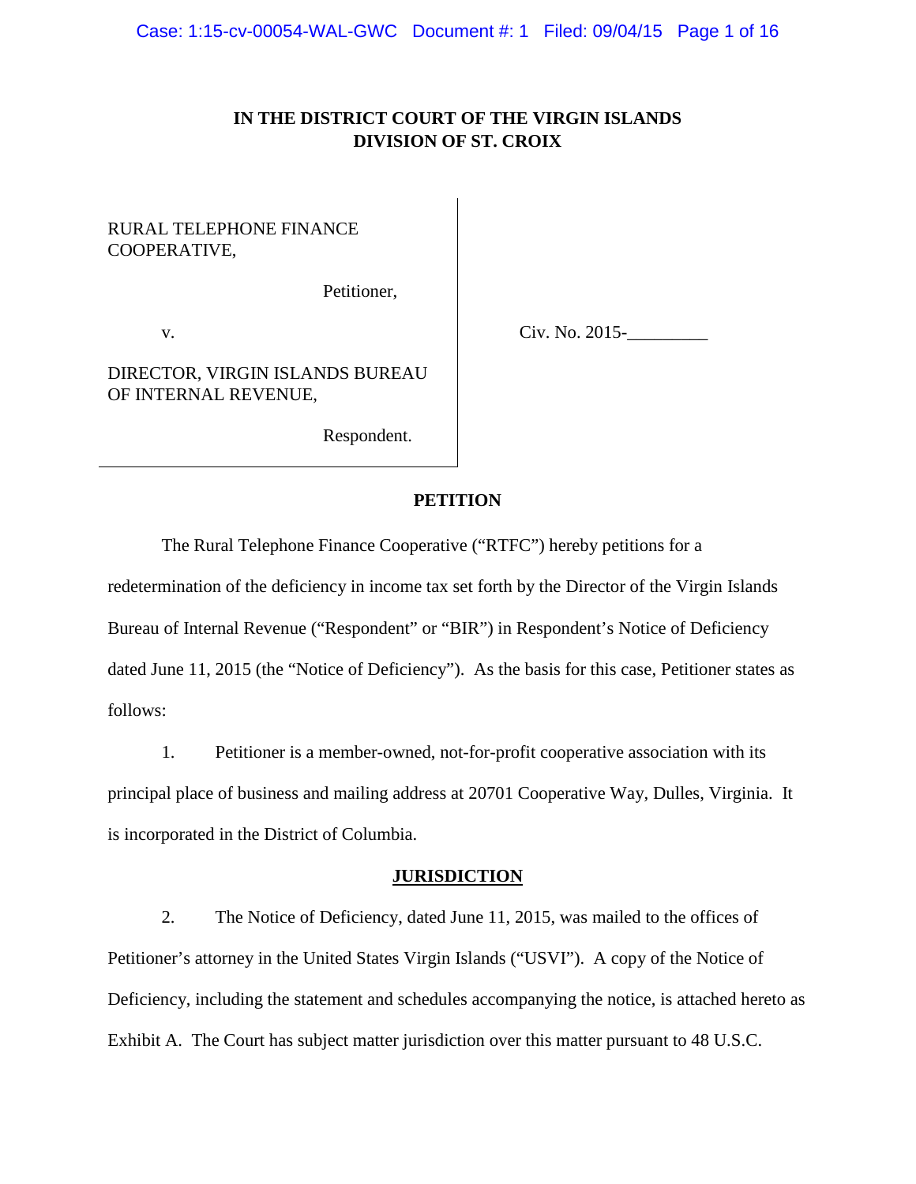**IN THE DISTRICT COURT OF THE VIRGIN ISLANDS**
**DIVISION OF ST. CROIX**

RURAL TELEPHONE FINANCE COOPERATIVE,

Petitioner,

v.

DIRECTOR, VIRGIN ISLANDS BUREAU OF INTERNAL REVENUE,

Respondent.

Civ. No. 2015-_________

**PETITION**

The Rural Telephone Finance Cooperative ("RTFC") hereby petitions for a redetermination of the deficiency in income tax set forth by the Director of the Virgin Islands Bureau of Internal Revenue ("Respondent" or "BIR") in Respondent's Notice of Deficiency dated June 11, 2015 (the "Notice of Deficiency"). As the basis for this case, Petitioner states as follows:

1. Petitioner is a member-owned, not-for-profit cooperative association with its principal place of business and mailing address at 20701 Cooperative Way, Dulles, Virginia. It is incorporated in the District of Columbia.

**JURISDICTION**

2. The Notice of Deficiency, dated June 11, 2015, was mailed to the offices of Petitioner's attorney in the United States Virgin Islands ("USVI"). A copy of the Notice of Deficiency, including the statement and schedules accompanying the notice, is attached hereto as Exhibit A. The Court has subject matter jurisdiction over this matter pursuant to 48 U.S.C.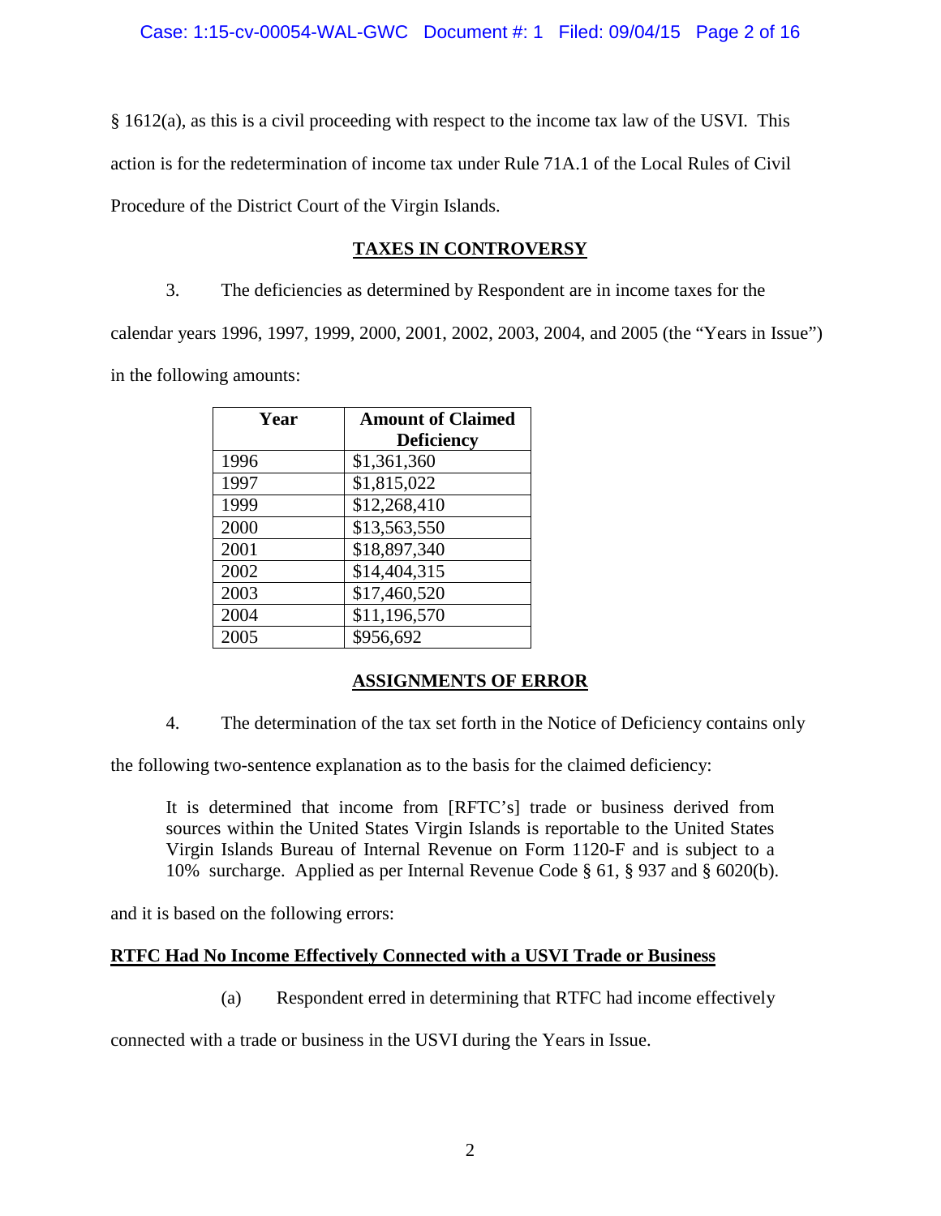§ 1612(a), as this is a civil proceeding with respect to the income tax law of the USVI. This action is for the redetermination of income tax under Rule 71A.1 of the Local Rules of Civil Procedure of the District Court of the Virgin Islands.

## TAXES IN CONTROVERSY

3. The deficiencies as determined by Respondent are in income taxes for the calendar years 1996, 1997, 1999, 2000, 2001, 2002, 2003, 2004, and 2005 (the "Years in Issue") in the following amounts:

| Year | Amount of Claimed Deficiency |
|---|---|
| 1996 | $1,361,360 |
| 1997 | $1,815,022 |
| 1999 | $12,268,410 |
| 2000 | $13,563,550 |
| 2001 | $18,897,340 |
| 2002 | $14,404,315 |
| 2003 | $17,460,520 |
| 2004 | $11,196,570 |
| 2005 | $956,692 |

## ASSIGNMENTS OF ERROR

4. The determination of the tax set forth in the Notice of Deficiency contains only the following two-sentence explanation as to the basis for the claimed deficiency:

> It is determined that income from [RFTC's] trade or business derived from sources within the United States Virgin Islands is reportable to the United States Virgin Islands Bureau of Internal Revenue on Form 1120-F and is subject to a 10% surcharge. Applied as per Internal Revenue Code § 61, § 937 and § 6020(b).

and it is based on the following errors:

### RTFC Had No Income Effectively Connected with a USVI Trade or Business

(a) Respondent erred in determining that RTFC had income effectively connected with a trade or business in the USVI during the Years in Issue.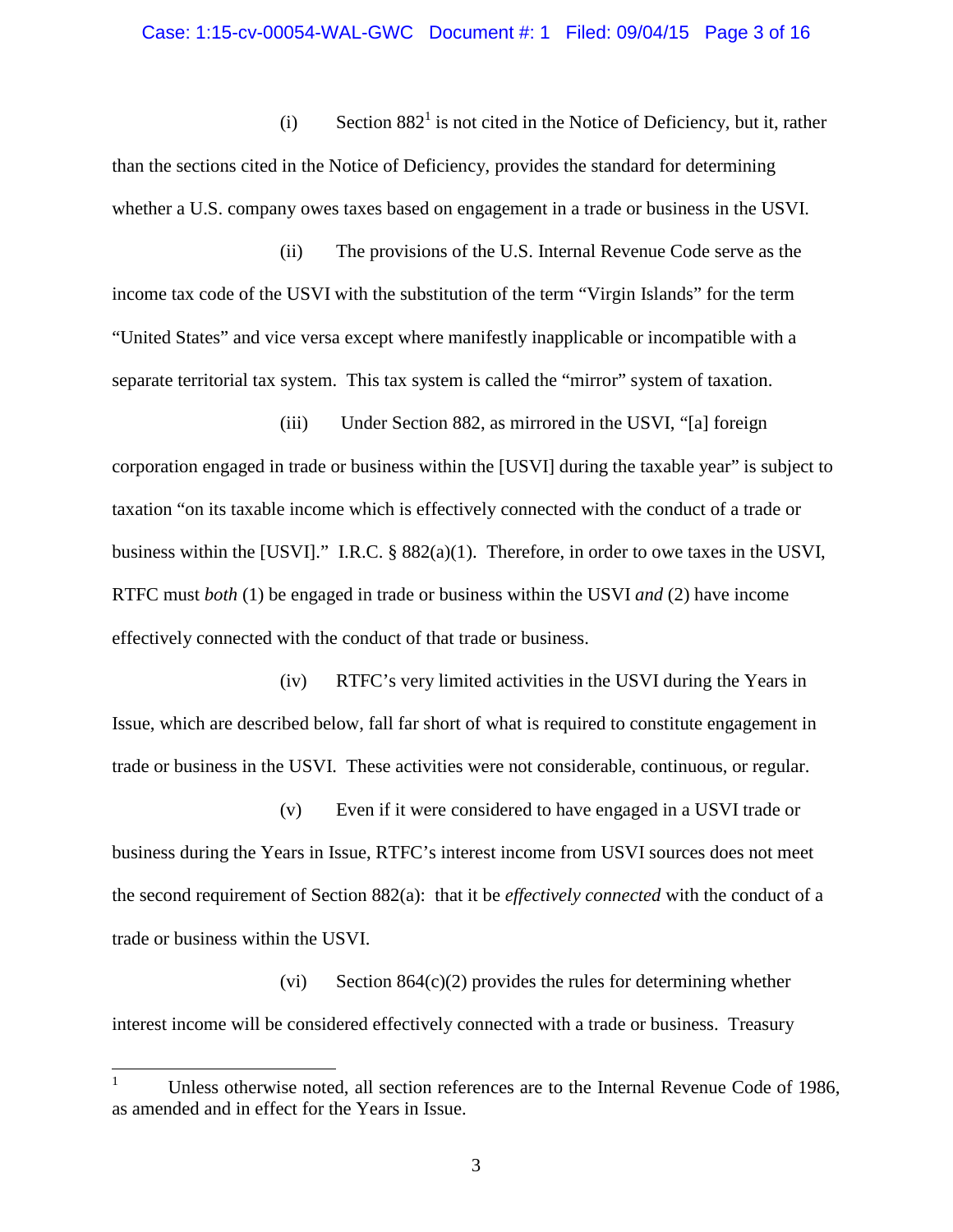(i) Section 882[1] is not cited in the Notice of Deficiency, but it, rather than the sections cited in the Notice of Deficiency, provides the standard for determining whether a U.S. company owes taxes based on engagement in a trade or business in the USVI.

(ii) The provisions of the U.S. Internal Revenue Code serve as the income tax code of the USVI with the substitution of the term "Virgin Islands" for the term "United States" and vice versa except where manifestly inapplicable or incompatible with a separate territorial tax system. This tax system is called the "mirror" system of taxation.

(iii) Under Section 882, as mirrored in the USVI, "[a] foreign corporation engaged in trade or business within the [USVI] during the taxable year" is subject to taxation "on its taxable income which is effectively connected with the conduct of a trade or business within the [USVI]." I.R.C. § 882(a)(1). Therefore, in order to owe taxes in the USVI, RTFC must *both* (1) be engaged in trade or business within the USVI *and* (2) have income effectively connected with the conduct of that trade or business.

(iv) RTFC's very limited activities in the USVI during the Years in Issue, which are described below, fall far short of what is required to constitute engagement in trade or business in the USVI. These activities were not considerable, continuous, or regular.

(v) Even if it were considered to have engaged in a USVI trade or business during the Years in Issue, RTFC's interest income from USVI sources does not meet the second requirement of Section 882(a): that it be *effectively connected* with the conduct of a trade or business within the USVI.

(vi) Section 864(c)(2) provides the rules for determining whether interest income will be considered effectively connected with a trade or business. Treasury

[1] Unless otherwise noted, all section references are to the Internal Revenue Code of 1986, as amended and in effect for the Years in Issue.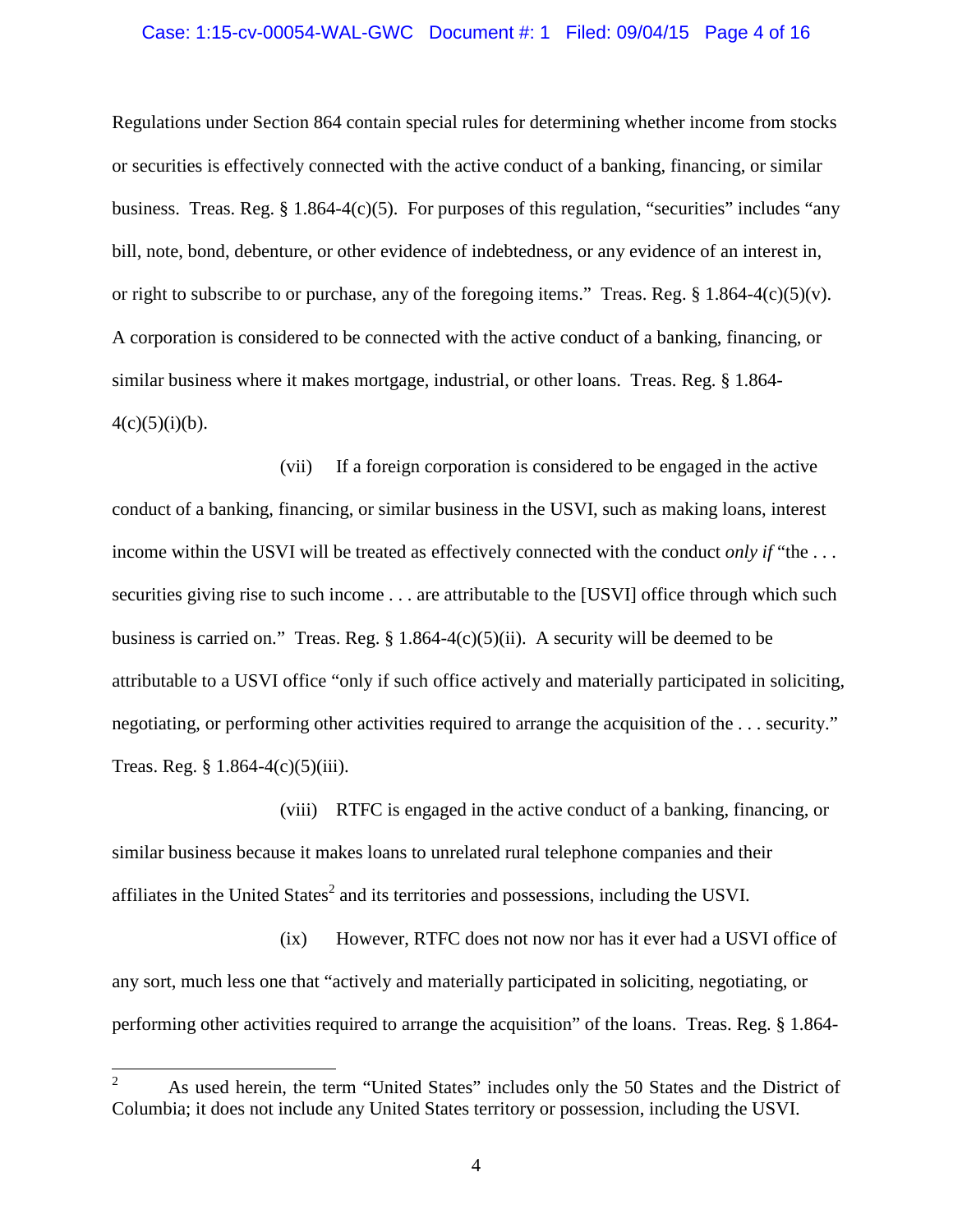Regulations under Section 864 contain special rules for determining whether income from stocks or securities is effectively connected with the active conduct of a banking, financing, or similar business. Treas. Reg. § 1.864-4(c)(5). For purposes of this regulation, "securities" includes "any bill, note, bond, debenture, or other evidence of indebtedness, or any evidence of an interest in, or right to subscribe to or purchase, any of the foregoing items." Treas. Reg. § 1.864-4(c)(5)(v). A corporation is considered to be connected with the active conduct of a banking, financing, or similar business where it makes mortgage, industrial, or other loans. Treas. Reg. § 1.864-4(c)(5)(i)(b).

(vii) If a foreign corporation is considered to be engaged in the active conduct of a banking, financing, or similar business in the USVI, such as making loans, interest income within the USVI will be treated as effectively connected with the conduct *only if* "the . . . securities giving rise to such income . . . are attributable to the [USVI] office through which such business is carried on." Treas. Reg. § 1.864-4(c)(5)(ii). A security will be deemed to be attributable to a USVI office "only if such office actively and materially participated in soliciting, negotiating, or performing other activities required to arrange the acquisition of the . . . security." Treas. Reg. § 1.864-4(c)(5)(iii).

(viii) RTFC is engaged in the active conduct of a banking, financing, or similar business because it makes loans to unrelated rural telephone companies and their affiliates in the United States[2] and its territories and possessions, including the USVI.

(ix) However, RTFC does not now nor has it ever had a USVI office of any sort, much less one that "actively and materially participated in soliciting, negotiating, or performing other activities required to arrange the acquisition" of the loans. Treas. Reg. § 1.864-

[2] As used herein, the term "United States" includes only the 50 States and the District of Columbia; it does not include any United States territory or possession, including the USVI.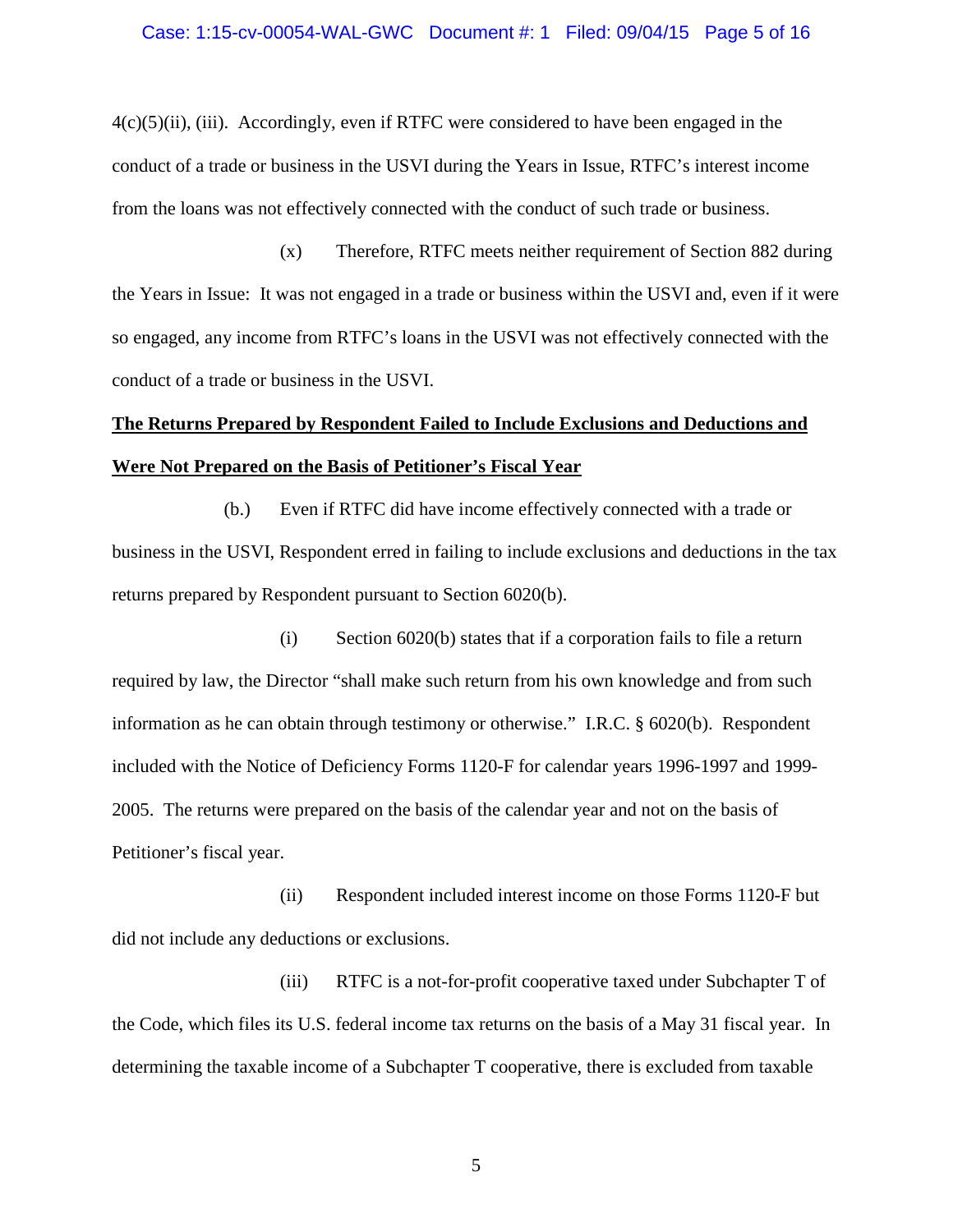4(c)(5)(ii), (iii). Accordingly, even if RTFC were considered to have been engaged in the conduct of a trade or business in the USVI during the Years in Issue, RTFC's interest income from the loans was not effectively connected with the conduct of such trade or business.

(x) Therefore, RTFC meets neither requirement of Section 882 during the Years in Issue: It was not engaged in a trade or business within the USVI and, even if it were so engaged, any income from RTFC's loans in the USVI was not effectively connected with the conduct of a trade or business in the USVI.

**The Returns Prepared by Respondent Failed to Include Exclusions and Deductions and Were Not Prepared on the Basis of Petitioner's Fiscal Year**

(b.) Even if RTFC did have income effectively connected with a trade or business in the USVI, Respondent erred in failing to include exclusions and deductions in the tax returns prepared by Respondent pursuant to Section 6020(b).

(i) Section 6020(b) states that if a corporation fails to file a return required by law, the Director "shall make such return from his own knowledge and from such information as he can obtain through testimony or otherwise." I.R.C. § 6020(b). Respondent included with the Notice of Deficiency Forms 1120-F for calendar years 1996-1997 and 1999-2005. The returns were prepared on the basis of the calendar year and not on the basis of Petitioner's fiscal year.

(ii) Respondent included interest income on those Forms 1120-F but did not include any deductions or exclusions.

(iii) RTFC is a not-for-profit cooperative taxed under Subchapter T of the Code, which files its U.S. federal income tax returns on the basis of a May 31 fiscal year. In determining the taxable income of a Subchapter T cooperative, there is excluded from taxable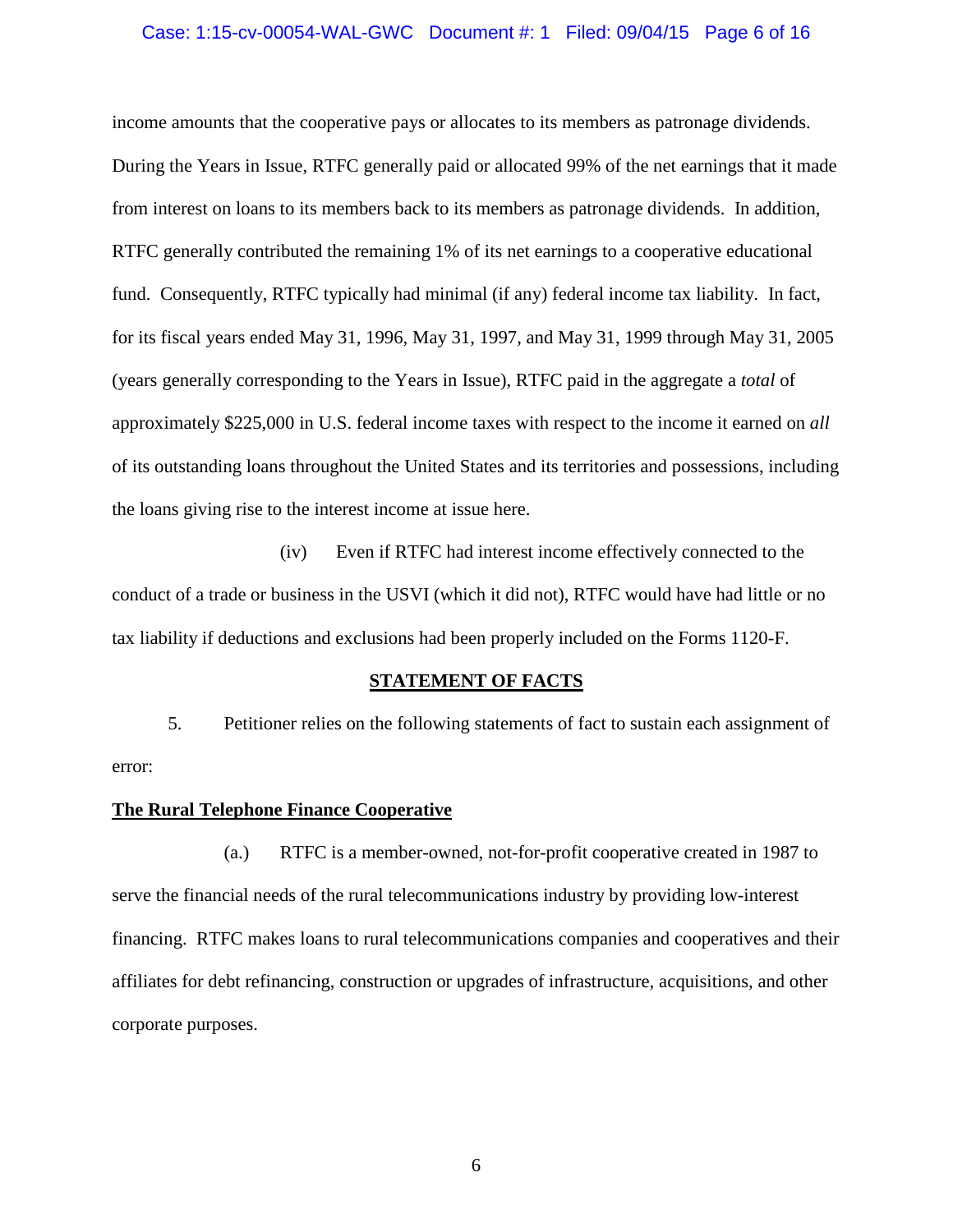income amounts that the cooperative pays or allocates to its members as patronage dividends. During the Years in Issue, RTFC generally paid or allocated 99% of the net earnings that it made from interest on loans to its members back to its members as patronage dividends. In addition, RTFC generally contributed the remaining 1% of its net earnings to a cooperative educational fund. Consequently, RTFC typically had minimal (if any) federal income tax liability. In fact, for its fiscal years ended May 31, 1996, May 31, 1997, and May 31, 1999 through May 31, 2005 (years generally corresponding to the Years in Issue), RTFC paid in the aggregate a *total* of approximately $225,000 in U.S. federal income taxes with respect to the income it earned on *all* of its outstanding loans throughout the United States and its territories and possessions, including the loans giving rise to the interest income at issue here.

(iv) Even if RTFC had interest income effectively connected to the conduct of a trade or business in the USVI (which it did not), RTFC would have had little or no tax liability if deductions and exclusions had been properly included on the Forms 1120-F.

## STATEMENT OF FACTS

5. Petitioner relies on the following statements of fact to sustain each assignment of error:

### The Rural Telephone Finance Cooperative

(a.) RTFC is a member-owned, not-for-profit cooperative created in 1987 to serve the financial needs of the rural telecommunications industry by providing low-interest financing. RTFC makes loans to rural telecommunications companies and cooperatives and their affiliates for debt refinancing, construction or upgrades of infrastructure, acquisitions, and other corporate purposes.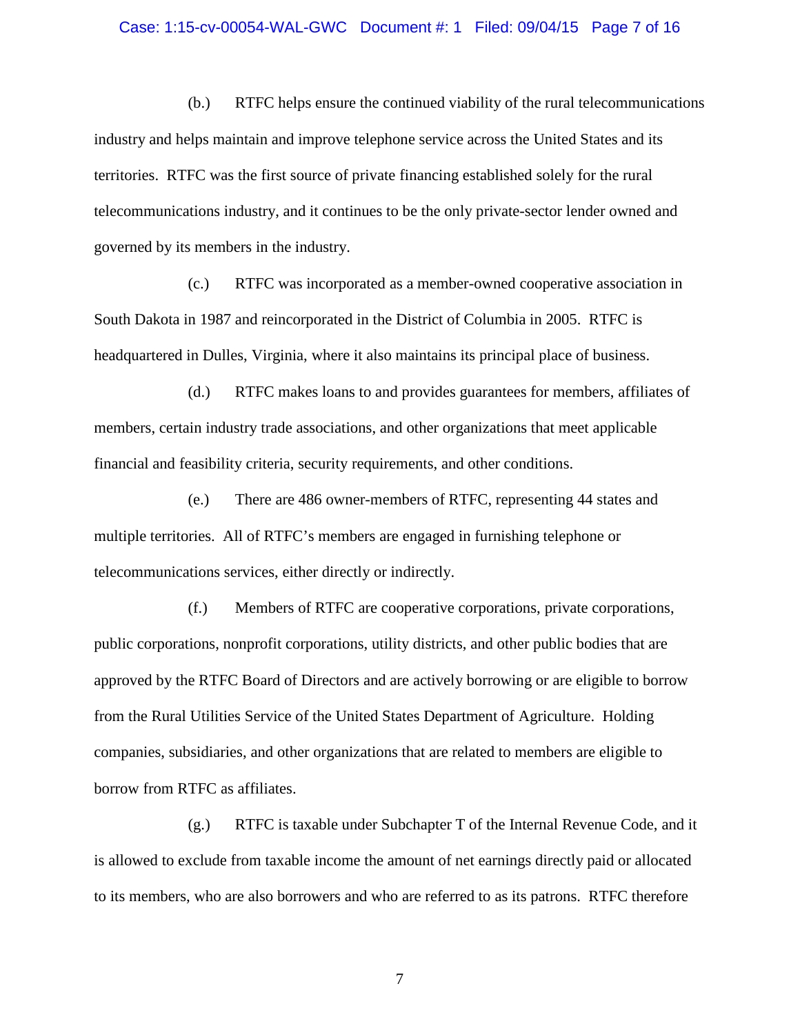(b.) RTFC helps ensure the continued viability of the rural telecommunications industry and helps maintain and improve telephone service across the United States and its territories. RTFC was the first source of private financing established solely for the rural telecommunications industry, and it continues to be the only private-sector lender owned and governed by its members in the industry.

(c.) RTFC was incorporated as a member-owned cooperative association in South Dakota in 1987 and reincorporated in the District of Columbia in 2005. RTFC is headquartered in Dulles, Virginia, where it also maintains its principal place of business.

(d.) RTFC makes loans to and provides guarantees for members, affiliates of members, certain industry trade associations, and other organizations that meet applicable financial and feasibility criteria, security requirements, and other conditions.

(e.) There are 486 owner-members of RTFC, representing 44 states and multiple territories. All of RTFC's members are engaged in furnishing telephone or telecommunications services, either directly or indirectly.

(f.) Members of RTFC are cooperative corporations, private corporations, public corporations, nonprofit corporations, utility districts, and other public bodies that are approved by the RTFC Board of Directors and are actively borrowing or are eligible to borrow from the Rural Utilities Service of the United States Department of Agriculture. Holding companies, subsidiaries, and other organizations that are related to members are eligible to borrow from RTFC as affiliates.

(g.) RTFC is taxable under Subchapter T of the Internal Revenue Code, and it is allowed to exclude from taxable income the amount of net earnings directly paid or allocated to its members, who are also borrowers and who are referred to as its patrons. RTFC therefore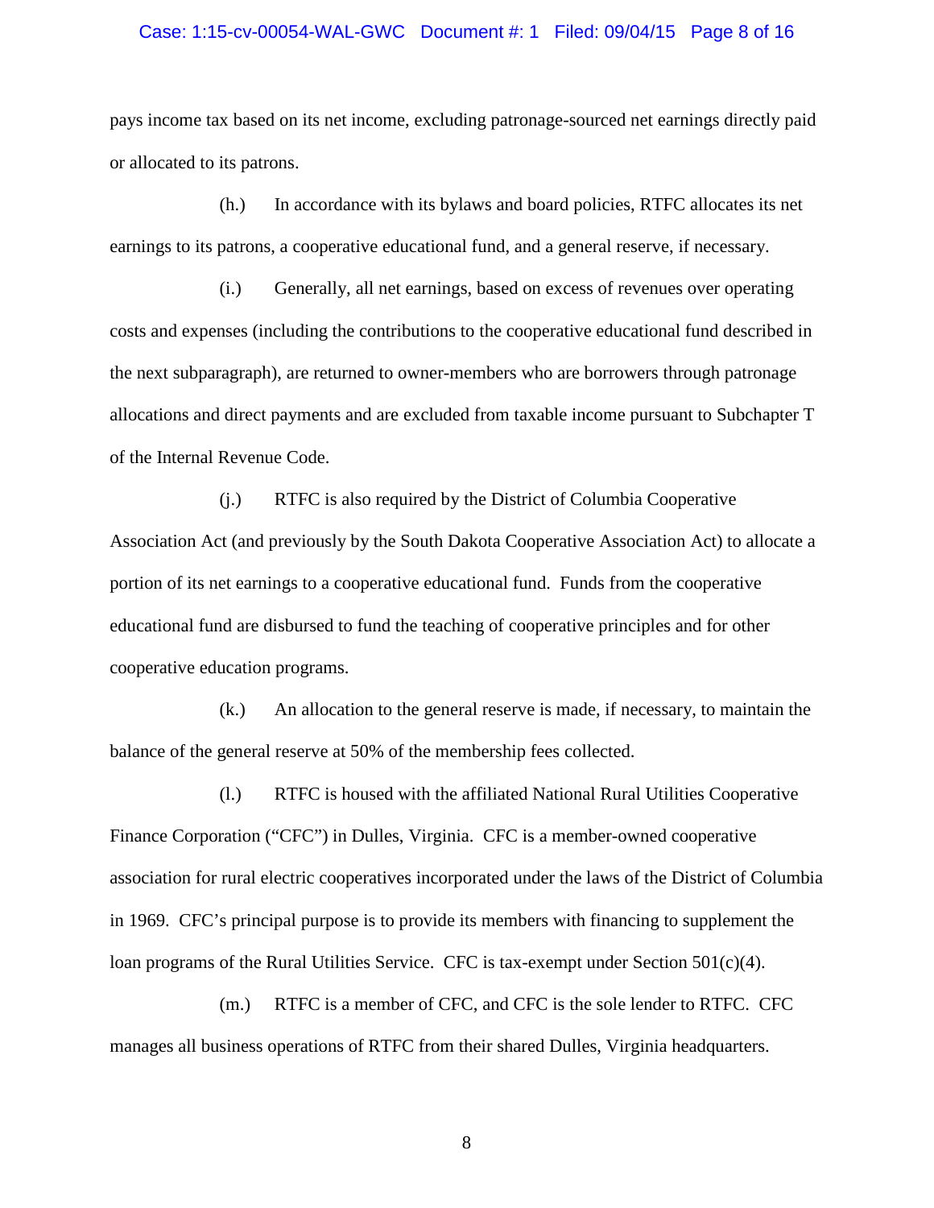pays income tax based on its net income, excluding patronage-sourced net earnings directly paid or allocated to its patrons.

(h.) In accordance with its bylaws and board policies, RTFC allocates its net earnings to its patrons, a cooperative educational fund, and a general reserve, if necessary.

(i.) Generally, all net earnings, based on excess of revenues over operating costs and expenses (including the contributions to the cooperative educational fund described in the next subparagraph), are returned to owner-members who are borrowers through patronage allocations and direct payments and are excluded from taxable income pursuant to Subchapter T of the Internal Revenue Code.

(j.) RTFC is also required by the District of Columbia Cooperative Association Act (and previously by the South Dakota Cooperative Association Act) to allocate a portion of its net earnings to a cooperative educational fund. Funds from the cooperative educational fund are disbursed to fund the teaching of cooperative principles and for other cooperative education programs.

(k.) An allocation to the general reserve is made, if necessary, to maintain the balance of the general reserve at 50% of the membership fees collected.

(l.) RTFC is housed with the affiliated National Rural Utilities Cooperative Finance Corporation ("CFC") in Dulles, Virginia. CFC is a member-owned cooperative association for rural electric cooperatives incorporated under the laws of the District of Columbia in 1969. CFC's principal purpose is to provide its members with financing to supplement the loan programs of the Rural Utilities Service. CFC is tax-exempt under Section 501(c)(4).

(m.) RTFC is a member of CFC, and CFC is the sole lender to RTFC. CFC manages all business operations of RTFC from their shared Dulles, Virginia headquarters.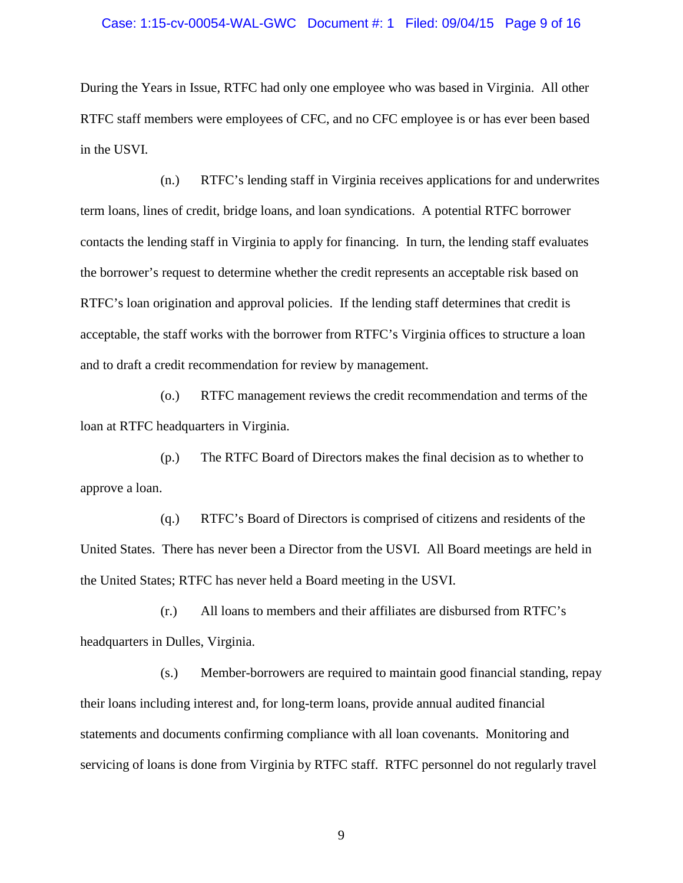During the Years in Issue, RTFC had only one employee who was based in Virginia. All other RTFC staff members were employees of CFC, and no CFC employee is or has ever been based in the USVI.

(n.) RTFC's lending staff in Virginia receives applications for and underwrites term loans, lines of credit, bridge loans, and loan syndications. A potential RTFC borrower contacts the lending staff in Virginia to apply for financing. In turn, the lending staff evaluates the borrower's request to determine whether the credit represents an acceptable risk based on RTFC's loan origination and approval policies. If the lending staff determines that credit is acceptable, the staff works with the borrower from RTFC's Virginia offices to structure a loan and to draft a credit recommendation for review by management.

(o.) RTFC management reviews the credit recommendation and terms of the loan at RTFC headquarters in Virginia.

(p.) The RTFC Board of Directors makes the final decision as to whether to approve a loan.

(q.) RTFC's Board of Directors is comprised of citizens and residents of the United States. There has never been a Director from the USVI. All Board meetings are held in the United States; RTFC has never held a Board meeting in the USVI.

(r.) All loans to members and their affiliates are disbursed from RTFC's headquarters in Dulles, Virginia.

(s.) Member-borrowers are required to maintain good financial standing, repay their loans including interest and, for long-term loans, provide annual audited financial statements and documents confirming compliance with all loan covenants. Monitoring and servicing of loans is done from Virginia by RTFC staff. RTFC personnel do not regularly travel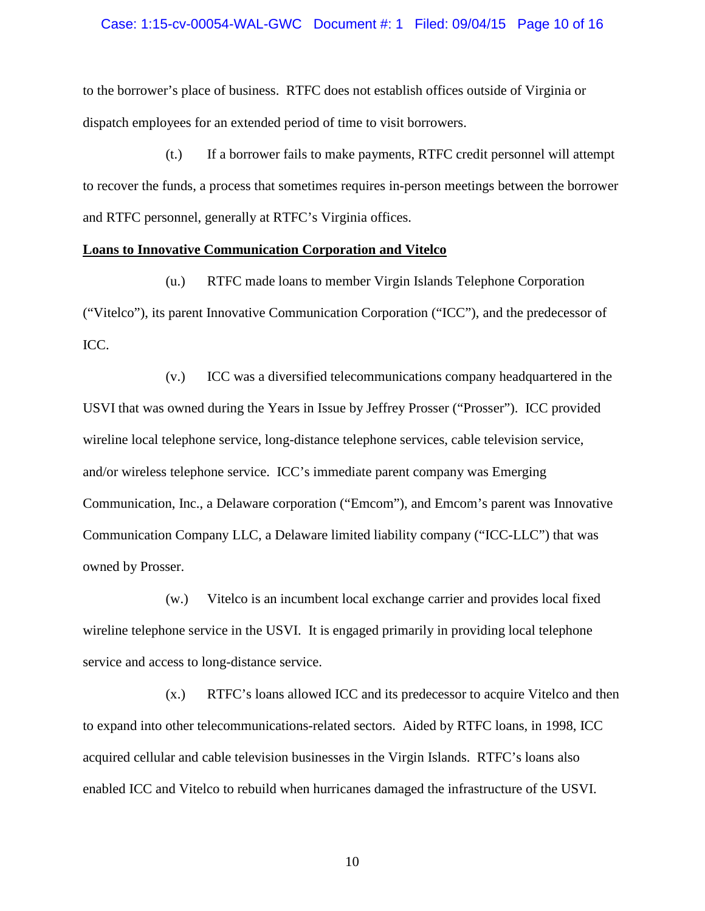to the borrower's place of business. RTFC does not establish offices outside of Virginia or dispatch employees for an extended period of time to visit borrowers.

(t.) If a borrower fails to make payments, RTFC credit personnel will attempt to recover the funds, a process that sometimes requires in-person meetings between the borrower and RTFC personnel, generally at RTFC's Virginia offices.

**Loans to Innovative Communication Corporation and Vitelco**

(u.) RTFC made loans to member Virgin Islands Telephone Corporation ("Vitelco"), its parent Innovative Communication Corporation ("ICC"), and the predecessor of ICC.

(v.) ICC was a diversified telecommunications company headquartered in the USVI that was owned during the Years in Issue by Jeffrey Prosser ("Prosser"). ICC provided wireline local telephone service, long-distance telephone services, cable television service, and/or wireless telephone service. ICC's immediate parent company was Emerging Communication, Inc., a Delaware corporation ("Emcom"), and Emcom's parent was Innovative Communication Company LLC, a Delaware limited liability company ("ICC-LLC") that was owned by Prosser.

(w.) Vitelco is an incumbent local exchange carrier and provides local fixed wireline telephone service in the USVI. It is engaged primarily in providing local telephone service and access to long-distance service.

(x.) RTFC's loans allowed ICC and its predecessor to acquire Vitelco and then to expand into other telecommunications-related sectors. Aided by RTFC loans, in 1998, ICC acquired cellular and cable television businesses in the Virgin Islands. RTFC's loans also enabled ICC and Vitelco to rebuild when hurricanes damaged the infrastructure of the USVI.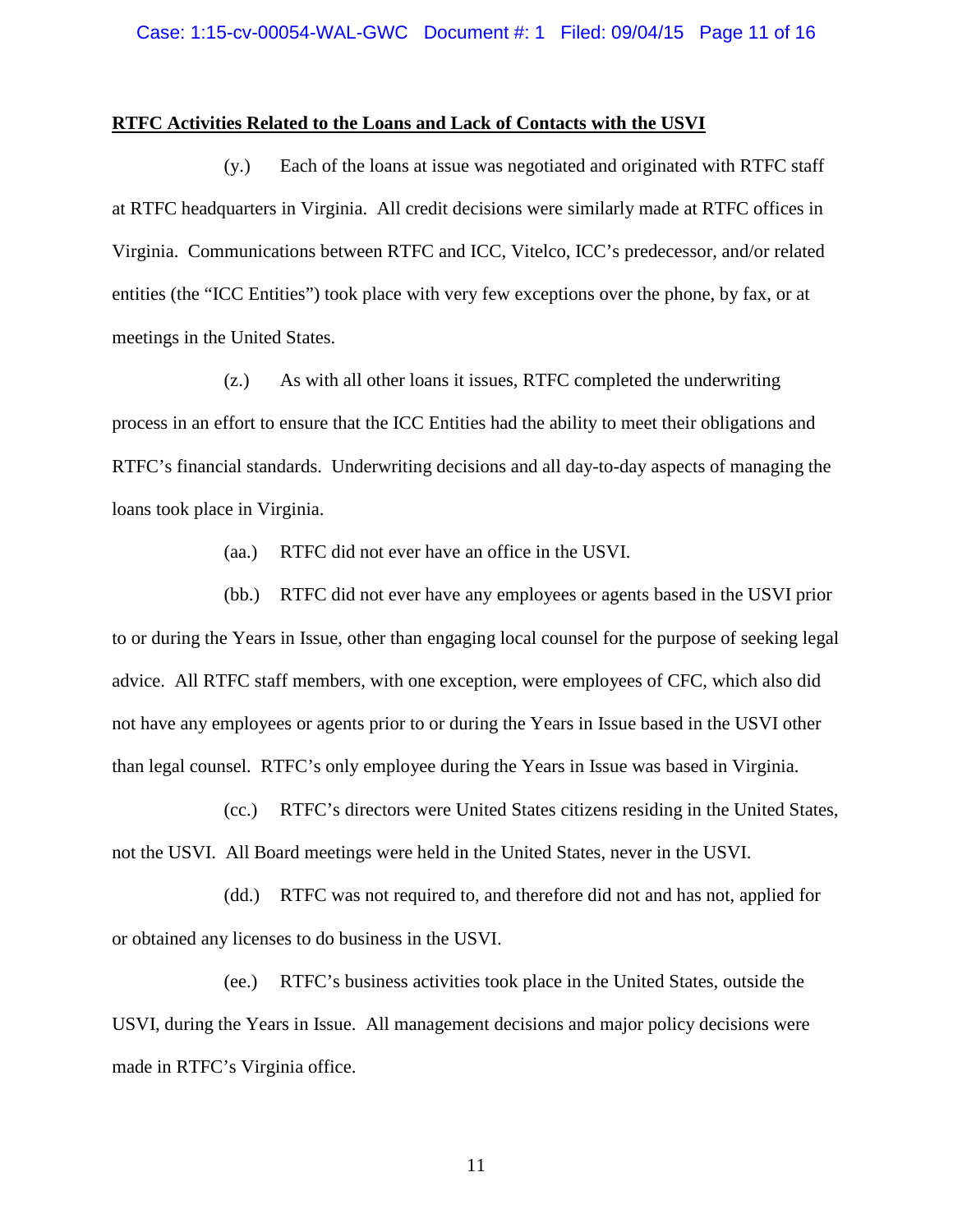**RTFC Activities Related to the Loans and Lack of Contacts with the USVI**

(y.) Each of the loans at issue was negotiated and originated with RTFC staff at RTFC headquarters in Virginia. All credit decisions were similarly made at RTFC offices in Virginia. Communications between RTFC and ICC, Vitelco, ICC's predecessor, and/or related entities (the "ICC Entities") took place with very few exceptions over the phone, by fax, or at meetings in the United States.

(z.) As with all other loans it issues, RTFC completed the underwriting process in an effort to ensure that the ICC Entities had the ability to meet their obligations and RTFC's financial standards. Underwriting decisions and all day-to-day aspects of managing the loans took place in Virginia.

(aa.) RTFC did not ever have an office in the USVI.

(bb.) RTFC did not ever have any employees or agents based in the USVI prior to or during the Years in Issue, other than engaging local counsel for the purpose of seeking legal advice. All RTFC staff members, with one exception, were employees of CFC, which also did not have any employees or agents prior to or during the Years in Issue based in the USVI other than legal counsel. RTFC's only employee during the Years in Issue was based in Virginia.

(cc.) RTFC's directors were United States citizens residing in the United States, not the USVI. All Board meetings were held in the United States, never in the USVI.

(dd.) RTFC was not required to, and therefore did not and has not, applied for or obtained any licenses to do business in the USVI.

(ee.) RTFC's business activities took place in the United States, outside the USVI, during the Years in Issue. All management decisions and major policy decisions were made in RTFC's Virginia office.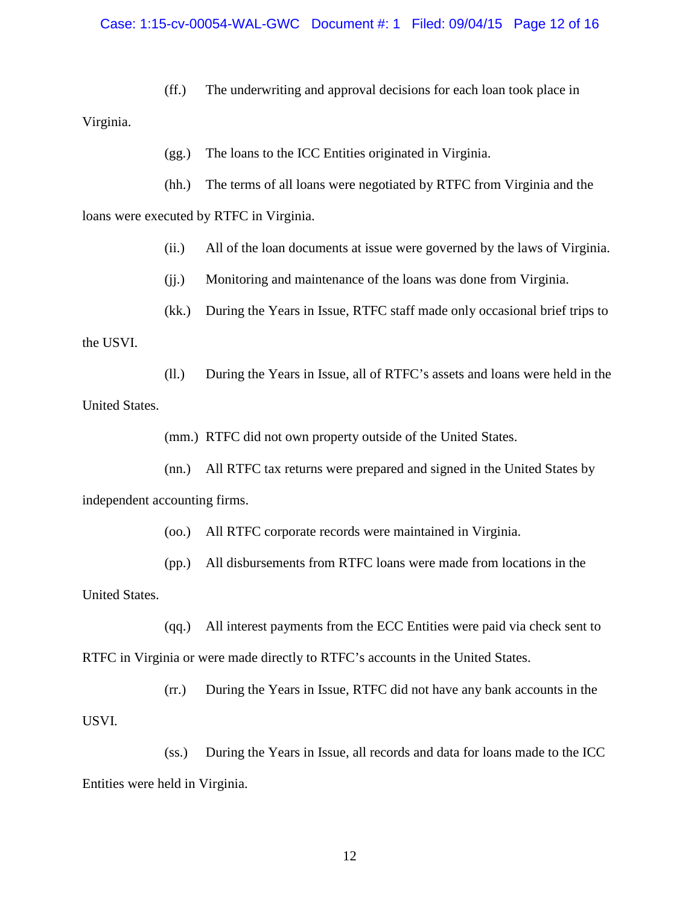(ff.) The underwriting and approval decisions for each loan took place in Virginia.

(gg.) The loans to the ICC Entities originated in Virginia.

(hh.) The terms of all loans were negotiated by RTFC from Virginia and the loans were executed by RTFC in Virginia.

(ii.) All of the loan documents at issue were governed by the laws of Virginia.

(jj.) Monitoring and maintenance of the loans was done from Virginia.

(kk.) During the Years in Issue, RTFC staff made only occasional brief trips to the USVI.

(ll.) During the Years in Issue, all of RTFC's assets and loans were held in the United States.

(mm.) RTFC did not own property outside of the United States.

(nn.) All RTFC tax returns were prepared and signed in the United States by independent accounting firms.

(oo.) All RTFC corporate records were maintained in Virginia.

(pp.) All disbursements from RTFC loans were made from locations in the United States.

(qq.) All interest payments from the ECC Entities were paid via check sent to RTFC in Virginia or were made directly to RTFC's accounts in the United States.

(rr.) During the Years in Issue, RTFC did not have any bank accounts in the USVI.

(ss.) During the Years in Issue, all records and data for loans made to the ICC Entities were held in Virginia.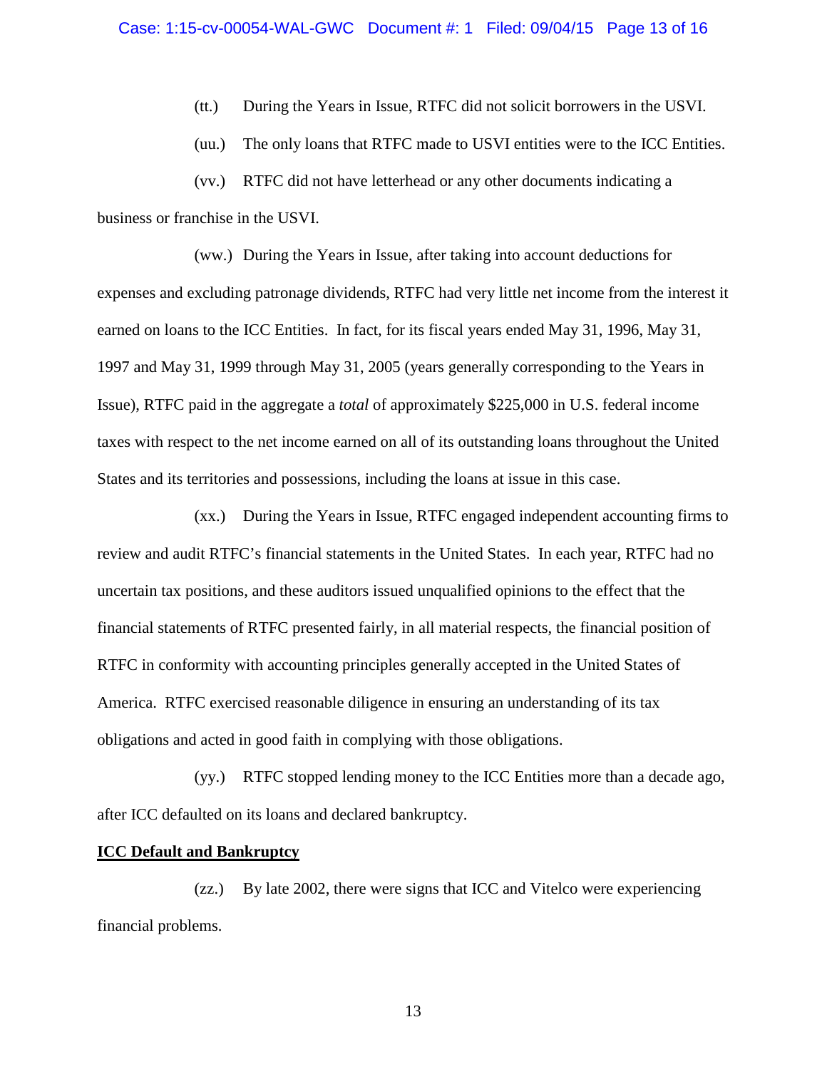(tt.) During the Years in Issue, RTFC did not solicit borrowers in the USVI.

(uu.) The only loans that RTFC made to USVI entities were to the ICC Entities.

(vv.) RTFC did not have letterhead or any other documents indicating a business or franchise in the USVI.

(ww.) During the Years in Issue, after taking into account deductions for expenses and excluding patronage dividends, RTFC had very little net income from the interest it earned on loans to the ICC Entities. In fact, for its fiscal years ended May 31, 1996, May 31, 1997 and May 31, 1999 through May 31, 2005 (years generally corresponding to the Years in Issue), RTFC paid in the aggregate a *total* of approximately $225,000 in U.S. federal income taxes with respect to the net income earned on all of its outstanding loans throughout the United States and its territories and possessions, including the loans at issue in this case.

(xx.) During the Years in Issue, RTFC engaged independent accounting firms to review and audit RTFC's financial statements in the United States. In each year, RTFC had no uncertain tax positions, and these auditors issued unqualified opinions to the effect that the financial statements of RTFC presented fairly, in all material respects, the financial position of RTFC in conformity with accounting principles generally accepted in the United States of America. RTFC exercised reasonable diligence in ensuring an understanding of its tax obligations and acted in good faith in complying with those obligations.

(yy.) RTFC stopped lending money to the ICC Entities more than a decade ago, after ICC defaulted on its loans and declared bankruptcy.

**ICC Default and Bankruptcy**

(zz.) By late 2002, there were signs that ICC and Vitelco were experiencing financial problems.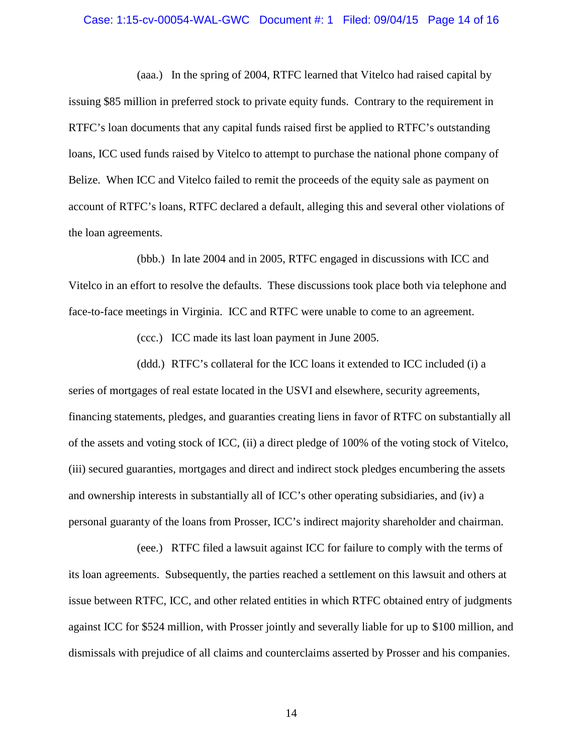(aaa.) In the spring of 2004, RTFC learned that Vitelco had raised capital by issuing $85 million in preferred stock to private equity funds. Contrary to the requirement in RTFC's loan documents that any capital funds raised first be applied to RTFC's outstanding loans, ICC used funds raised by Vitelco to attempt to purchase the national phone company of Belize. When ICC and Vitelco failed to remit the proceeds of the equity sale as payment on account of RTFC's loans, RTFC declared a default, alleging this and several other violations of the loan agreements.

(bbb.) In late 2004 and in 2005, RTFC engaged in discussions with ICC and Vitelco in an effort to resolve the defaults. These discussions took place both via telephone and face-to-face meetings in Virginia. ICC and RTFC were unable to come to an agreement.

(ccc.) ICC made its last loan payment in June 2005.

(ddd.) RTFC's collateral for the ICC loans it extended to ICC included (i) a series of mortgages of real estate located in the USVI and elsewhere, security agreements, financing statements, pledges, and guaranties creating liens in favor of RTFC on substantially all of the assets and voting stock of ICC, (ii) a direct pledge of 100% of the voting stock of Vitelco, (iii) secured guaranties, mortgages and direct and indirect stock pledges encumbering the assets and ownership interests in substantially all of ICC's other operating subsidiaries, and (iv) a personal guaranty of the loans from Prosser, ICC's indirect majority shareholder and chairman.

(eee.) RTFC filed a lawsuit against ICC for failure to comply with the terms of its loan agreements. Subsequently, the parties reached a settlement on this lawsuit and others at issue between RTFC, ICC, and other related entities in which RTFC obtained entry of judgments against ICC for $524 million, with Prosser jointly and severally liable for up to $100 million, and dismissals with prejudice of all claims and counterclaims asserted by Prosser and his companies.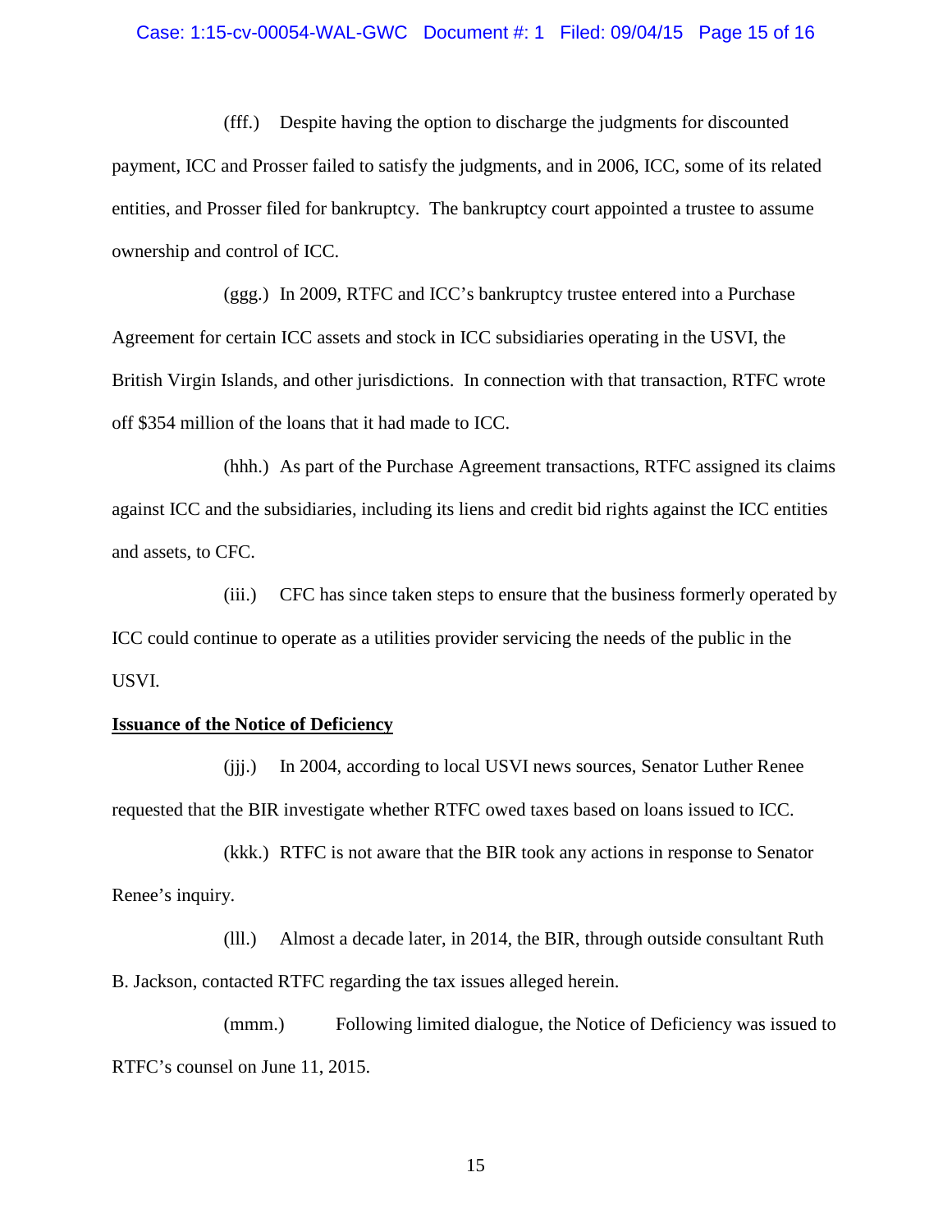(fff.) Despite having the option to discharge the judgments for discounted payment, ICC and Prosser failed to satisfy the judgments, and in 2006, ICC, some of its related entities, and Prosser filed for bankruptcy. The bankruptcy court appointed a trustee to assume ownership and control of ICC.

(ggg.) In 2009, RTFC and ICC's bankruptcy trustee entered into a Purchase Agreement for certain ICC assets and stock in ICC subsidiaries operating in the USVI, the British Virgin Islands, and other jurisdictions. In connection with that transaction, RTFC wrote off $354 million of the loans that it had made to ICC.

(hhh.) As part of the Purchase Agreement transactions, RTFC assigned its claims against ICC and the subsidiaries, including its liens and credit bid rights against the ICC entities and assets, to CFC.

(iii.) CFC has since taken steps to ensure that the business formerly operated by ICC could continue to operate as a utilities provider servicing the needs of the public in the USVI.

**<u>Issuance of the Notice of Deficiency</u>**

(jjj.) In 2004, according to local USVI news sources, Senator Luther Renee requested that the BIR investigate whether RTFC owed taxes based on loans issued to ICC.

(kkk.) RTFC is not aware that the BIR took any actions in response to Senator Renee's inquiry.

(lll.) Almost a decade later, in 2014, the BIR, through outside consultant Ruth B. Jackson, contacted RTFC regarding the tax issues alleged herein.

(mmm.) Following limited dialogue, the Notice of Deficiency was issued to RTFC's counsel on June 11, 2015.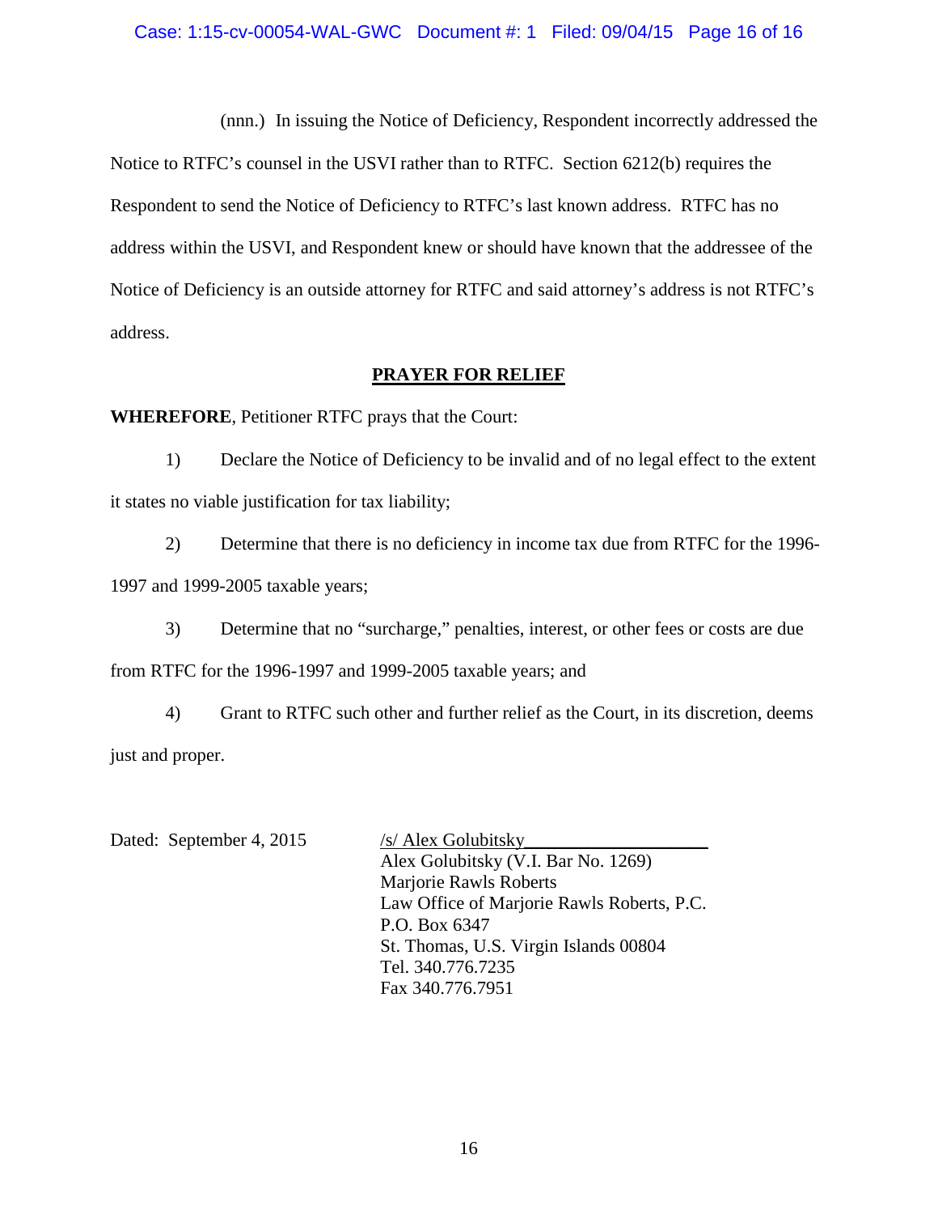(nnn.) In issuing the Notice of Deficiency, Respondent incorrectly addressed the Notice to RTFC's counsel in the USVI rather than to RTFC. Section 6212(b) requires the Respondent to send the Notice of Deficiency to RTFC's last known address. RTFC has no address within the USVI, and Respondent knew or should have known that the addressee of the Notice of Deficiency is an outside attorney for RTFC and said attorney's address is not RTFC's address.

## PRAYER FOR RELIEF

**WHEREFORE**, Petitioner RTFC prays that the Court:

1) Declare the Notice of Deficiency to be invalid and of no legal effect to the extent it states no viable justification for tax liability;

2) Determine that there is no deficiency in income tax due from RTFC for the 1996-1997 and 1999-2005 taxable years;

3) Determine that no "surcharge," penalties, interest, or other fees or costs are due from RTFC for the 1996-1997 and 1999-2005 taxable years; and

4) Grant to RTFC such other and further relief as the Court, in its discretion, deems just and proper.

Dated: September 4, 2015

/s/ Alex Golubitsky
Alex Golubitsky (V.I. Bar No. 1269)
Marjorie Rawls Roberts
Law Office of Marjorie Rawls Roberts, P.C.
P.O. Box 6347
St. Thomas, U.S. Virgin Islands 00804
Tel. 340.776.7235
Fax 340.776.7951